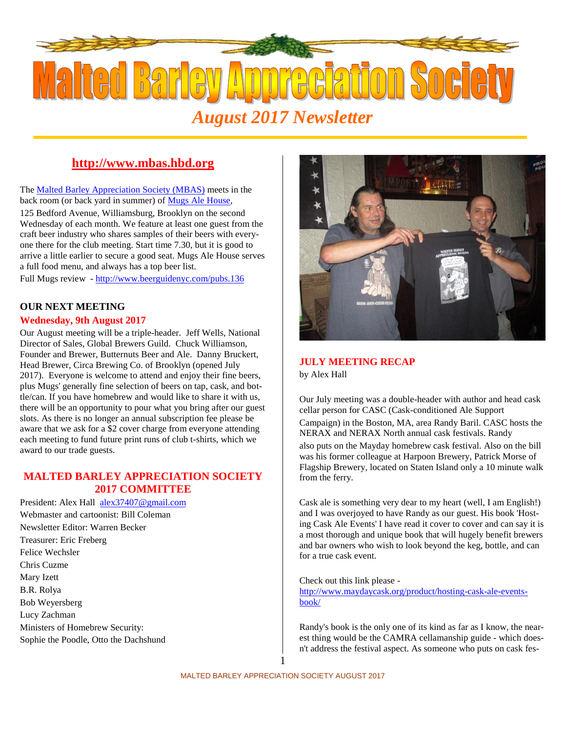# Malted Barley Appreciation Society

## *August 2017 Newsletter*

**http://www.mbas.hbd.org**

The Malted Barley Appreciation Society (MBAS) meets in the back room (or back yard in summer) of Mugs Ale House, 125 Bedford Avenue, Williamsburg, Brooklyn on the second Wednesday of each month. We feature at least one guest from the craft beer industry who shares samples of their beers with everyone there for the club meeting. Start time 7.30, but it is good to arrive a little earlier to secure a good seat. Mugs Ale House serves a full food menu, and always has a top beer list.

Full Mugs review - http://www.beerguidenyc.com/pubs.136

### OUR NEXT MEETING

**Wednesday, 9th August 2017**

Our August meeting will be a triple-header. Jeff Wells, National Director of Sales, Global Brewers Guild. Chuck Williamson, Founder and Brewer, Butternuts Beer and Ale. Danny Bruckert, Head Brewer, Circa Brewing Co. of Brooklyn (opened July 2017). Everyone is welcome to attend and enjoy their fine beers, plus Mugs' generally fine selection of beers on tap, cask, and bottle/can. If you have homebrew and would like to share it with us, there will be an opportunity to pour what you bring after our guest slots. As there is no longer an annual subscription fee please be aware that we ask for a $2 cover charge from everyone attending each meeting to fund future print runs of club t-shirts, which we award to our trade guests.

### MALTED BARLEY APPRECIATION SOCIETY 2017 COMMITTEE

President: Alex Hall alex37407@gmail.com
Webmaster and cartoonist: Bill Coleman
Newsletter Editor: Warren Becker
Treasurer: Eric Freberg
Felice Wechsler
Chris Cuzme
Mary Izett
B.R. Rolya
Bob Weyersberg
Lucy Zachman
Ministers of Homebrew Security:
Sophie the Poodle, Otto the Dachshund

### JULY MEETING RECAP

by Alex Hall

Our July meeting was a double-header with author and head cask cellar person for CASC (Cask-conditioned Ale Support Campaign) in the Boston, MA, area Randy Baril. CASC hosts the NERAX and NERAX North annual cask festivals. Randy also puts on the Mayday homebrew cask festival. Also on the bill was his former colleague at Harpoon Brewery, Patrick Morse of Flagship Brewery, located on Staten Island only a 10 minute walk from the ferry.

Cask ale is something very dear to my heart (well, I am English!) and I was overjoyed to have Randy as our guest. His book 'Hosting Cask Ale Events' I have read it cover to cover and can say it is a most thorough and unique book that will hugely benefit brewers and bar owners who wish to look beyond the keg, bottle, and can for a true cask event.

Check out this link please - http://www.maydaycask.org/product/hosting-cask-ale-events-book/

Randy's book is the only one of its kind as far as I know, the nearest thing would be the CAMRA cellamanship guide - which doesn't address the festival aspect. As someone who puts on cask fes-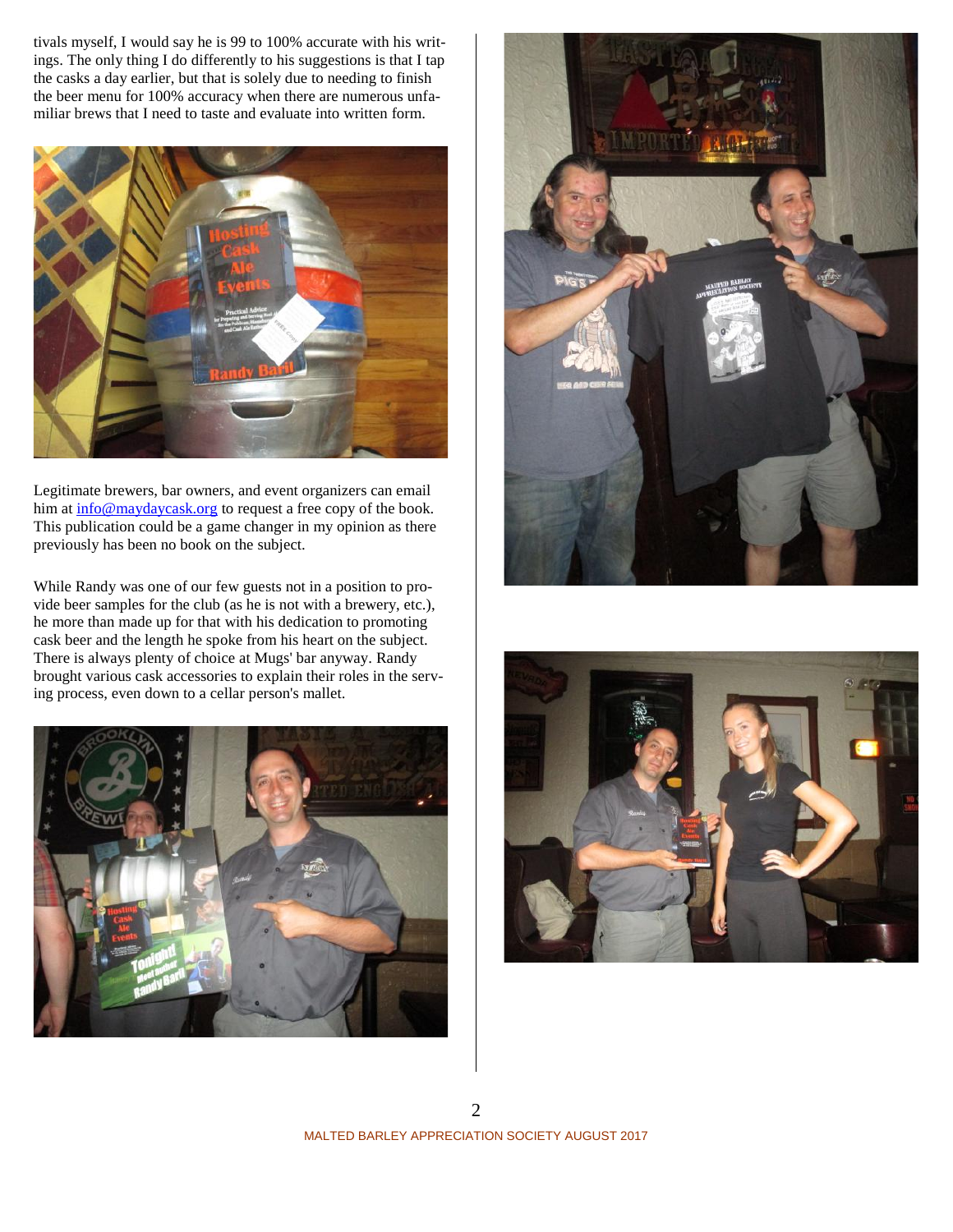tivals myself, I would say he is 99 to 100% accurate with his writings. The only thing I do differently to his suggestions is that I tap the casks a day earlier, but that is solely due to needing to finish the beer menu for 100% accuracy when there are numerous unfamiliar brews that I need to taste and evaluate into written form.

Legitimate brewers, bar owners, and event organizers can email him at [info@maydaycask.org](mailto:info@maydaycask.org) to request a free copy of the book. This publication could be a game changer in my opinion as there previously has been no book on the subject.

While Randy was one of our few guests not in a position to provide beer samples for the club (as he is not with a brewery, etc.), he more than made up for that with his dedication to promoting cask beer and the length he spoke from his heart on the subject. There is always plenty of choice at Mugs' bar anyway. Randy brought various cask accessories to explain their roles in the serving process, even down to a cellar person's mallet.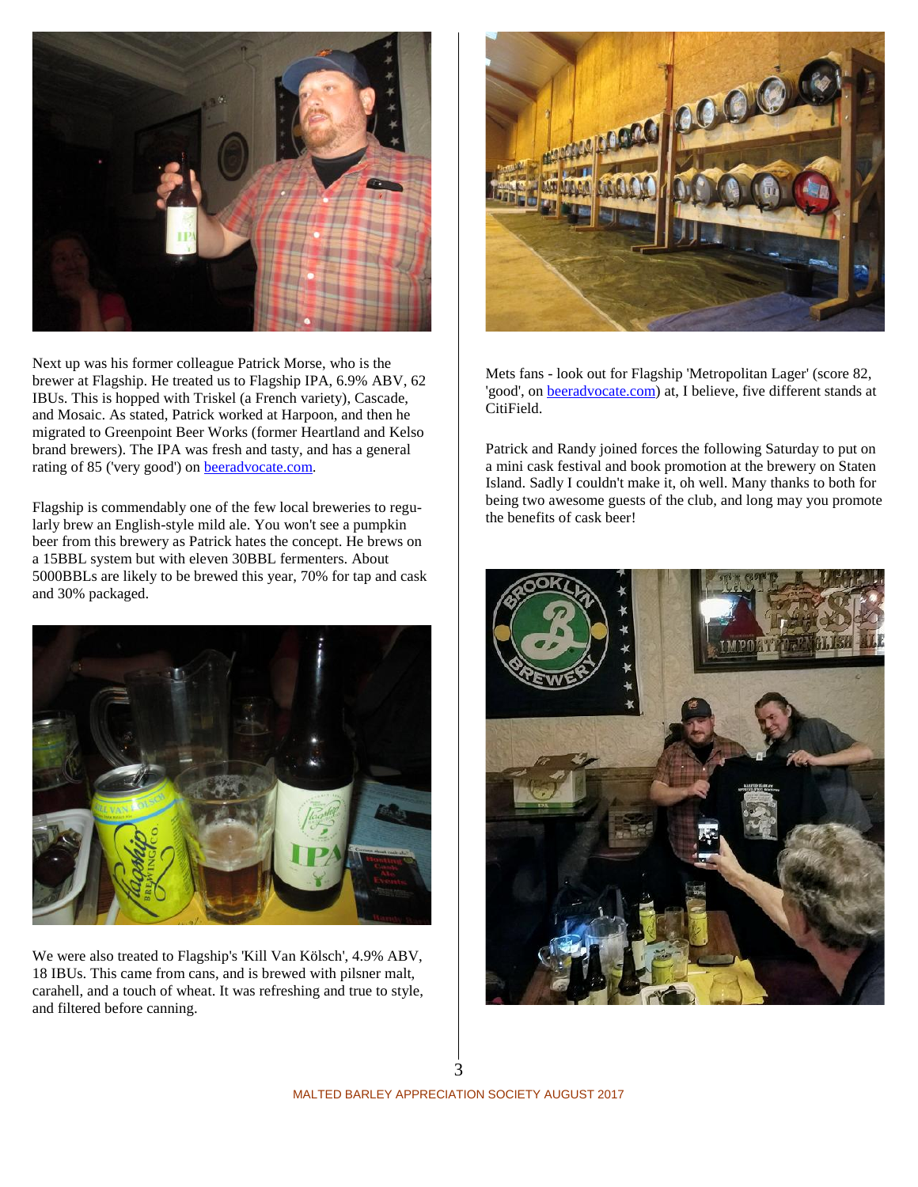Next up was his former colleague Patrick Morse, who is the brewer at Flagship. He treated us to Flagship IPA, 6.9% ABV, 62 IBUs. This is hopped with Triskel (a French variety), Cascade, and Mosaic. As stated, Patrick worked at Harpoon, and then he migrated to Greenpoint Beer Works (former Heartland and Kelso brand brewers). The IPA was fresh and tasty, and has a general rating of 85 ('very good') on [beeradvocate.com](http://beeradvocate.com).

Flagship is commendably one of the few local breweries to regularly brew an English-style mild ale. You won't see a pumpkin beer from this brewery as Patrick hates the concept. He brews on a 15BBL system but with eleven 30BBL fermenters. About 5000BBLs are likely to be brewed this year, 70% for tap and cask and 30% packaged.

We were also treated to Flagship's 'Kill Van Kölsch', 4.9% ABV, 18 IBUs. This came from cans, and is brewed with pilsner malt, carahell, and a touch of wheat. It was refreshing and true to style, and filtered before canning.

Mets fans - look out for Flagship 'Metropolitan Lager' (score 82, 'good', on [beeradvocate.com](http://beeradvocate.com)) at, I believe, five different stands at CitiField.

Patrick and Randy joined forces the following Saturday to put on a mini cask festival and book promotion at the brewery on Staten Island. Sadly I couldn't make it, oh well. Many thanks to both for being two awesome guests of the club, and long may you promote the benefits of cask beer!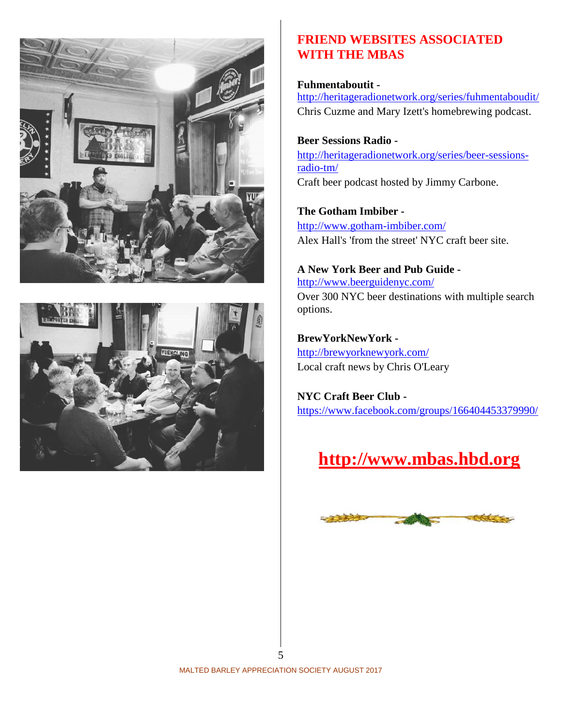## FRIEND WEBSITES ASSOCIATED WITH THE MBAS

**Fuhmentaboutit -**
http://heritageradionetwork.org/series/fuhmentaboudit/
Chris Cuzme and Mary Izett's homebrewing podcast.

**Beer Sessions Radio -**
http://heritageradionetwork.org/series/beer-sessions-radio-tm/
Craft beer podcast hosted by Jimmy Carbone.

**The Gotham Imbiber -**
http://www.gotham-imbiber.com/
Alex Hall's 'from the street' NYC craft beer site.

**A New York Beer and Pub Guide -**
http://www.beerguidenyc.com/
Over 300 NYC beer destinations with multiple search options.

**BrewYorkNewYork -**
http://brewyorknewyork.com/
Local craft news by Chris O'Leary

**NYC Craft Beer Club -**
https://www.facebook.com/groups/166404453379990/

# http://www.mbas.hbd.org